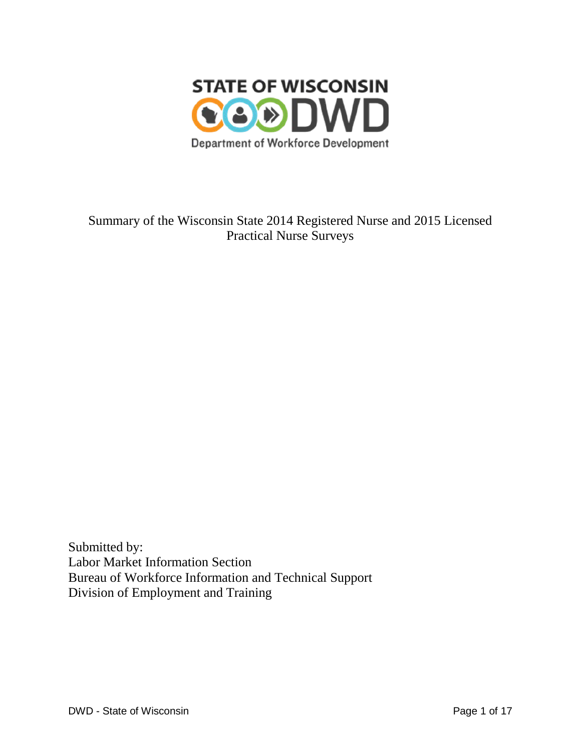STATE OF WISCONSIN

DWD

Department of Workforce Development

# Summary of the Wisconsin State 2014 Registered Nurse and 2015 Licensed Practical Nurse Surveys

Submitted by:
Labor Market Information Section
Bureau of Workforce Information and Technical Support
Division of Employment and Training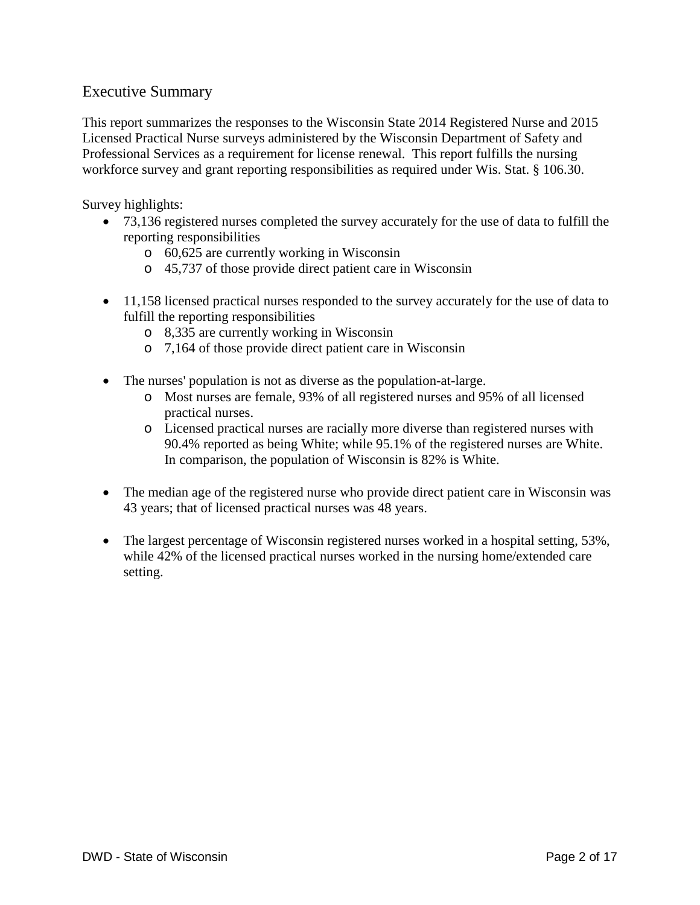## Executive Summary

This report summarizes the responses to the Wisconsin State 2014 Registered Nurse and 2015 Licensed Practical Nurse surveys administered by the Wisconsin Department of Safety and Professional Services as a requirement for license renewal. This report fulfills the nursing workforce survey and grant reporting responsibilities as required under Wis. Stat. § 106.30.

Survey highlights:

- 73,136 registered nurses completed the survey accurately for the use of data to fulfill the reporting responsibilities
  - 60,625 are currently working in Wisconsin
  - 45,737 of those provide direct patient care in Wisconsin

- 11,158 licensed practical nurses responded to the survey accurately for the use of data to fulfill the reporting responsibilities
  - 8,335 are currently working in Wisconsin
  - 7,164 of those provide direct patient care in Wisconsin

- The nurses' population is not as diverse as the population-at-large.
  - Most nurses are female, 93% of all registered nurses and 95% of all licensed practical nurses.
  - Licensed practical nurses are racially more diverse than registered nurses with 90.4% reported as being White; while 95.1% of the registered nurses are White. In comparison, the population of Wisconsin is 82% is White.

- The median age of the registered nurse who provide direct patient care in Wisconsin was 43 years; that of licensed practical nurses was 48 years.

- The largest percentage of Wisconsin registered nurses worked in a hospital setting, 53%, while 42% of the licensed practical nurses worked in the nursing home/extended care setting.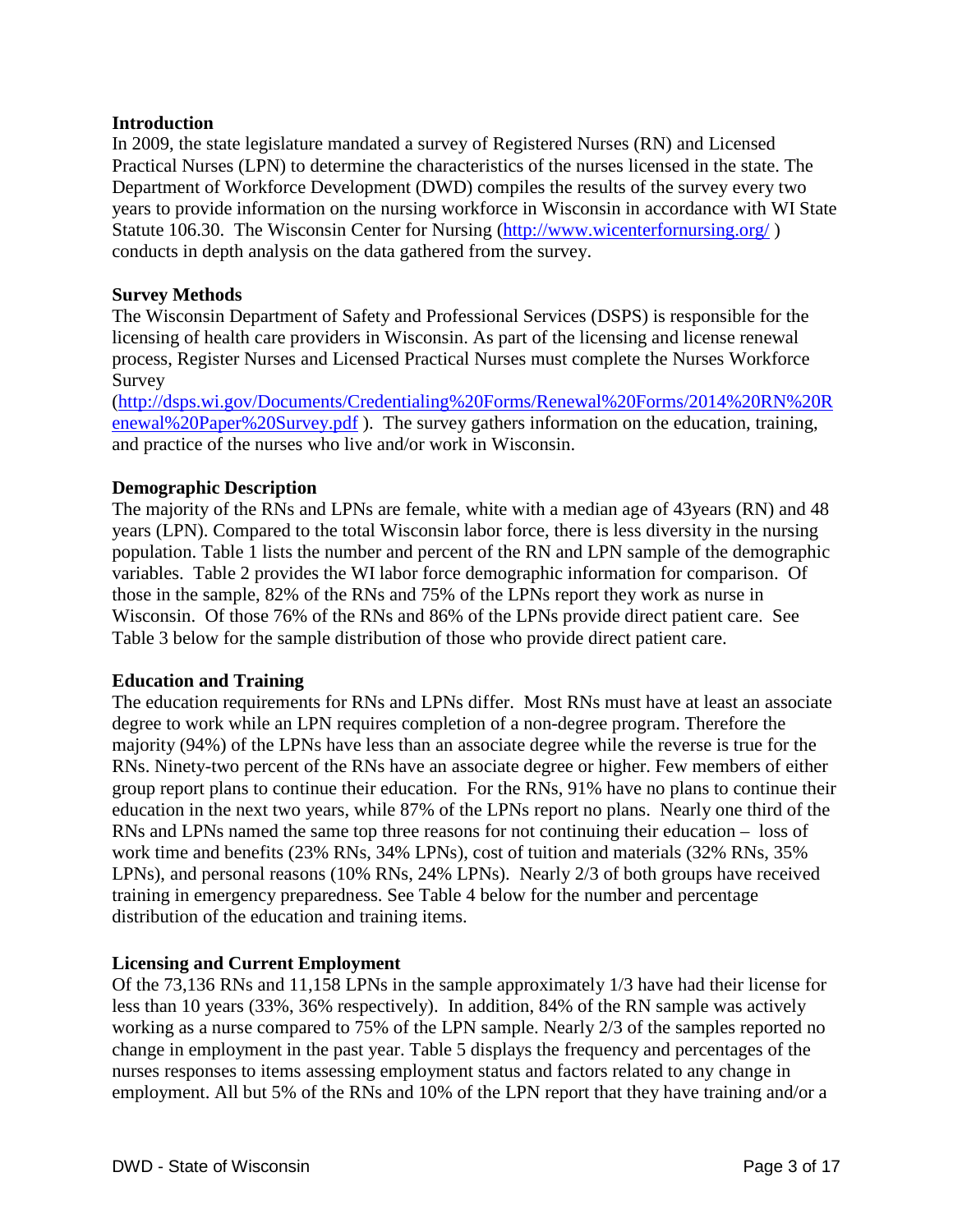**Introduction**

In 2009, the state legislature mandated a survey of Registered Nurses (RN) and Licensed Practical Nurses (LPN) to determine the characteristics of the nurses licensed in the state. The Department of Workforce Development (DWD) compiles the results of the survey every two years to provide information on the nursing workforce in Wisconsin in accordance with WI State Statute 106.30. The Wisconsin Center for Nursing (http://www.wicenterfornursing.org/ ) conducts in depth analysis on the data gathered from the survey.

**Survey Methods**

The Wisconsin Department of Safety and Professional Services (DSPS) is responsible for the licensing of health care providers in Wisconsin. As part of the licensing and license renewal process, Register Nurses and Licensed Practical Nurses must complete the Nurses Workforce Survey (http://dsps.wi.gov/Documents/Credentialing%20Forms/Renewal%20Forms/2014%20RN%20Renewal%20Paper%20Survey.pdf ). The survey gathers information on the education, training, and practice of the nurses who live and/or work in Wisconsin.

**Demographic Description**

The majority of the RNs and LPNs are female, white with a median age of 43years (RN) and 48 years (LPN). Compared to the total Wisconsin labor force, there is less diversity in the nursing population. Table 1 lists the number and percent of the RN and LPN sample of the demographic variables. Table 2 provides the WI labor force demographic information for comparison. Of those in the sample, 82% of the RNs and 75% of the LPNs report they work as nurse in Wisconsin. Of those 76% of the RNs and 86% of the LPNs provide direct patient care. See Table 3 below for the sample distribution of those who provide direct patient care.

**Education and Training**

The education requirements for RNs and LPNs differ. Most RNs must have at least an associate degree to work while an LPN requires completion of a non-degree program. Therefore the majority (94%) of the LPNs have less than an associate degree while the reverse is true for the RNs. Ninety-two percent of the RNs have an associate degree or higher. Few members of either group report plans to continue their education. For the RNs, 91% have no plans to continue their education in the next two years, while 87% of the LPNs report no plans. Nearly one third of the RNs and LPNs named the same top three reasons for not continuing their education – loss of work time and benefits (23% RNs, 34% LPNs), cost of tuition and materials (32% RNs, 35% LPNs), and personal reasons (10% RNs, 24% LPNs). Nearly 2/3 of both groups have received training in emergency preparedness. See Table 4 below for the number and percentage distribution of the education and training items.

**Licensing and Current Employment**

Of the 73,136 RNs and 11,158 LPNs in the sample approximately 1/3 have had their license for less than 10 years (33%, 36% respectively). In addition, 84% of the RN sample was actively working as a nurse compared to 75% of the LPN sample. Nearly 2/3 of the samples reported no change in employment in the past year. Table 5 displays the frequency and percentages of the nurses responses to items assessing employment status and factors related to any change in employment. All but 5% of the RNs and 10% of the LPN report that they have training and/or a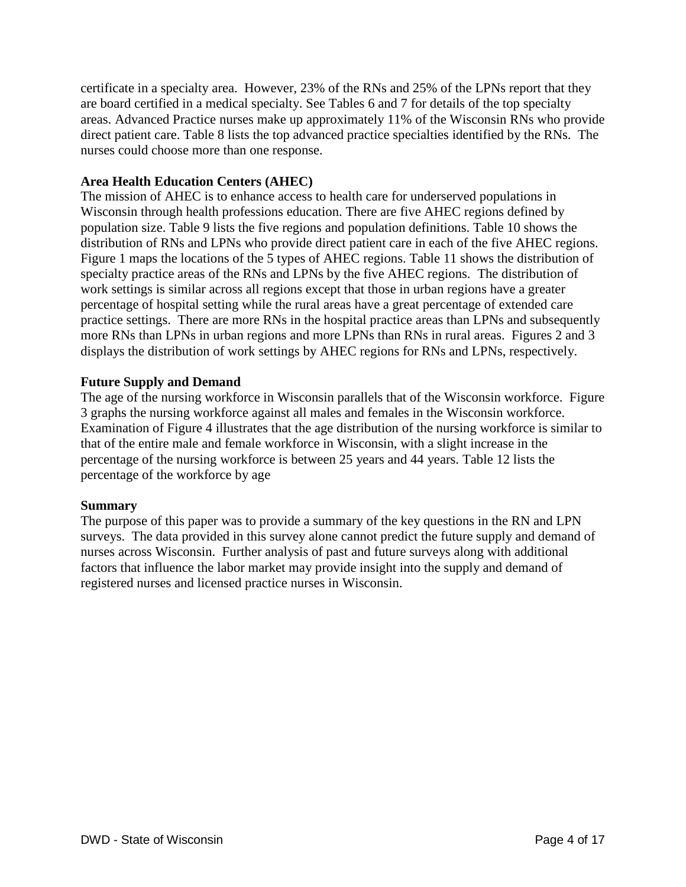certificate in a specialty area. However, 23% of the RNs and 25% of the LPNs report that they are board certified in a medical specialty. See Tables 6 and 7 for details of the top specialty areas. Advanced Practice nurses make up approximately 11% of the Wisconsin RNs who provide direct patient care. Table 8 lists the top advanced practice specialties identified by the RNs. The nurses could choose more than one response.

**Area Health Education Centers (AHEC)**

The mission of AHEC is to enhance access to health care for underserved populations in Wisconsin through health professions education. There are five AHEC regions defined by population size. Table 9 lists the five regions and population definitions. Table 10 shows the distribution of RNs and LPNs who provide direct patient care in each of the five AHEC regions. Figure 1 maps the locations of the 5 types of AHEC regions. Table 11 shows the distribution of specialty practice areas of the RNs and LPNs by the five AHEC regions. The distribution of work settings is similar across all regions except that those in urban regions have a greater percentage of hospital setting while the rural areas have a great percentage of extended care practice settings. There are more RNs in the hospital practice areas than LPNs and subsequently more RNs than LPNs in urban regions and more LPNs than RNs in rural areas. Figures 2 and 3 displays the distribution of work settings by AHEC regions for RNs and LPNs, respectively.

**Future Supply and Demand**

The age of the nursing workforce in Wisconsin parallels that of the Wisconsin workforce. Figure 3 graphs the nursing workforce against all males and females in the Wisconsin workforce. Examination of Figure 4 illustrates that the age distribution of the nursing workforce is similar to that of the entire male and female workforce in Wisconsin, with a slight increase in the percentage of the nursing workforce is between 25 years and 44 years. Table 12 lists the percentage of the workforce by age

**Summary**

The purpose of this paper was to provide a summary of the key questions in the RN and LPN surveys. The data provided in this survey alone cannot predict the future supply and demand of nurses across Wisconsin. Further analysis of past and future surveys along with additional factors that influence the labor market may provide insight into the supply and demand of registered nurses and licensed practice nurses in Wisconsin.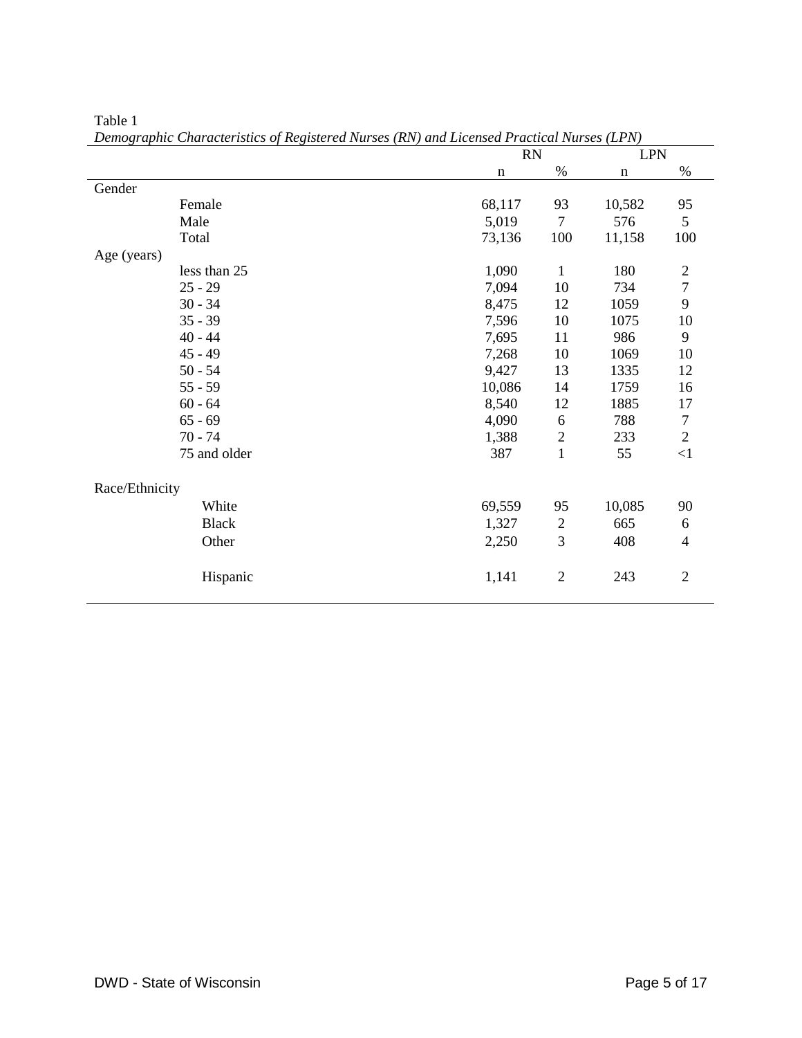Table 1

*Demographic Characteristics of Registered Nurses (RN) and Licensed Practical Nurses (LPN)*

| | | RN | | LPN | |
|---|---|---|---|---|---|
| | | n | % | n | % |
| Gender | | | | | |
| | Female | 68,117 | 93 | 10,582 | 95 |
| | Male | 5,019 | 7 | 576 | 5 |
| | Total | 73,136 | 100 | 11,158 | 100 |
| Age (years) | | | | | |
| | less than 25 | 1,090 | 1 | 180 | 2 |
| | 25 - 29 | 7,094 | 10 | 734 | 7 |
| | 30 - 34 | 8,475 | 12 | 1059 | 9 |
| | 35 - 39 | 7,596 | 10 | 1075 | 10 |
| | 40 - 44 | 7,695 | 11 | 986 | 9 |
| | 45 - 49 | 7,268 | 10 | 1069 | 10 |
| | 50 - 54 | 9,427 | 13 | 1335 | 12 |
| | 55 - 59 | 10,086 | 14 | 1759 | 16 |
| | 60 - 64 | 8,540 | 12 | 1885 | 17 |
| | 65 - 69 | 4,090 | 6 | 788 | 7 |
| | 70 - 74 | 1,388 | 2 | 233 | 2 |
| | 75 and older | 387 | 1 | 55 | <1 |
| Race/Ethnicity | | | | | |
| | White | 69,559 | 95 | 10,085 | 90 |
| | Black | 1,327 | 2 | 665 | 6 |
| | Other | 2,250 | 3 | 408 | 4 |
| | Hispanic | 1,141 | 2 | 243 | 2 |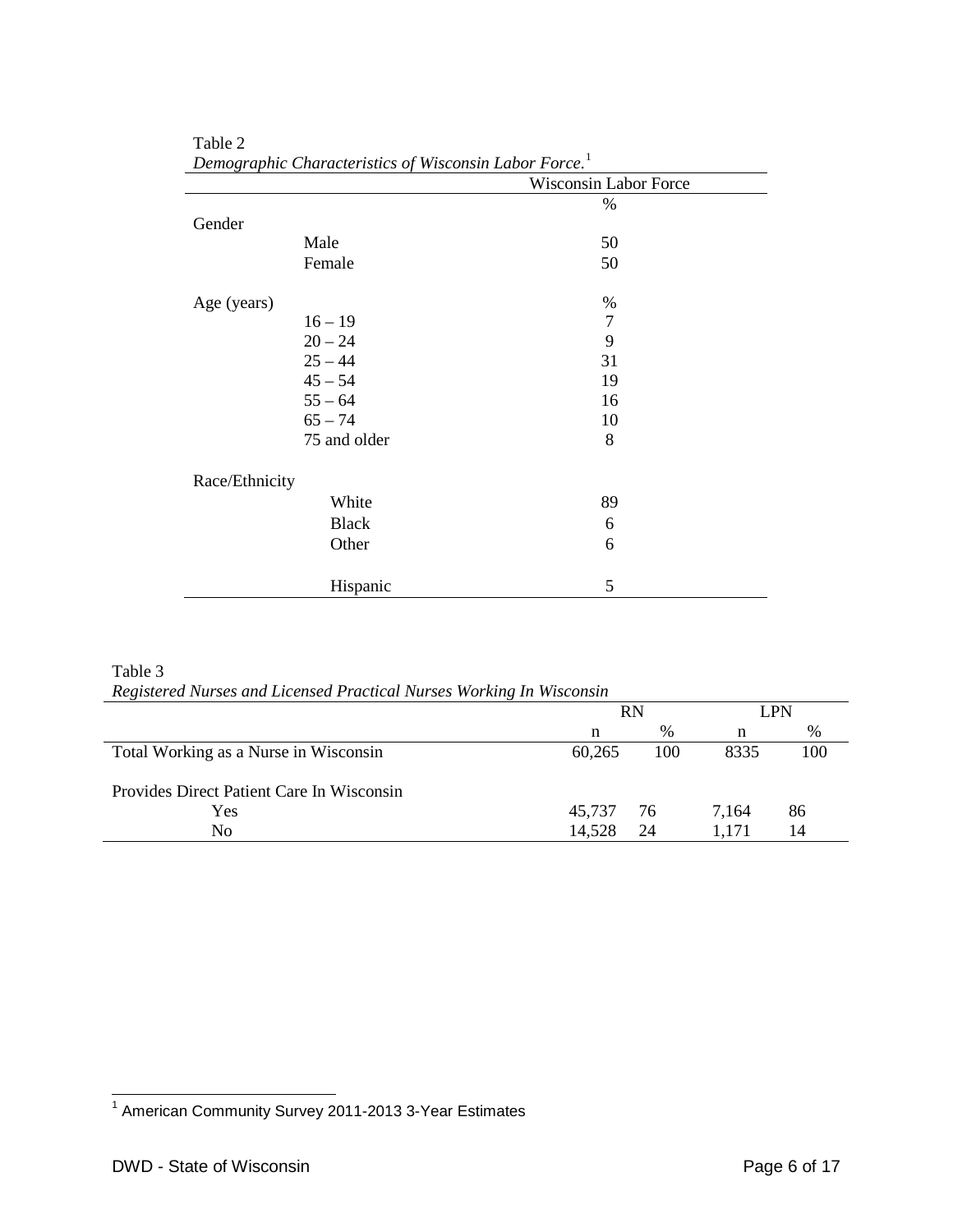Table 2
*Demographic Characteristics of Wisconsin Labor Force.*[1]

| | | Wisconsin Labor Force |
|---|---|---|
| | | % |
| Gender | | |
| | Male | 50 |
| | Female | 50 |
| Age (years) | | % |
| | 16 – 19 | 7 |
| | 20 – 24 | 9 |
| | 25 – 44 | 31 |
| | 45 – 54 | 19 |
| | 55 – 64 | 16 |
| | 65 – 74 | 10 |
| | 75 and older | 8 |
| Race/Ethnicity | | |
| | White | 89 |
| | Black | 6 |
| | Other | 6 |
| | Hispanic | 5 |

Table 3
*Registered Nurses and Licensed Practical Nurses Working In Wisconsin*

| | RN | | LPN | |
|---|---|---|---|---|
| | n | % | n | % |
| Total Working as a Nurse in Wisconsin | 60,265 | 100 | 8335 | 100 |
| Provides Direct Patient Care In Wisconsin | | | | |
| Yes | 45,737 | 76 | 7,164 | 86 |
| No | 14,528 | 24 | 1,171 | 14 |

[1] American Community Survey 2011-2013 3-Year Estimates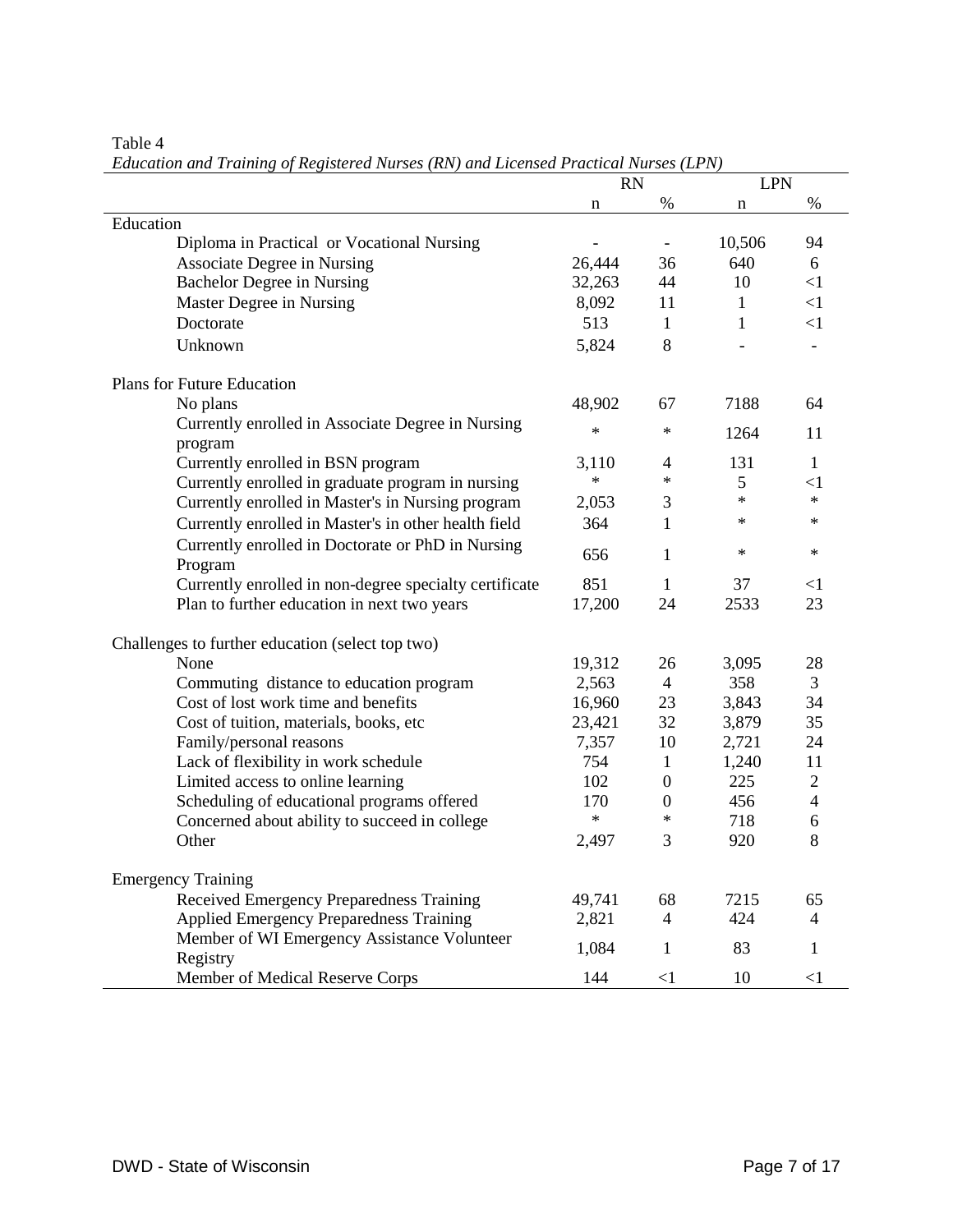Table 4

*Education and Training of Registered Nurses (RN) and Licensed Practical Nurses (LPN)*

| | RN | | LPN | |
|---|---|---|---|---|
| | n | % | n | % |
| **Education** | | | | |
| Diploma in Practical or Vocational Nursing | - | - | 10,506 | 94 |
| Associate Degree in Nursing | 26,444 | 36 | 640 | 6 |
| Bachelor Degree in Nursing | 32,263 | 44 | 10 | <1 |
| Master Degree in Nursing | 8,092 | 11 | 1 | <1 |
| Doctorate | 513 | 1 | 1 | <1 |
| Unknown | 5,824 | 8 | - | - |
| **Plans for Future Education** | | | | |
| No plans | 48,902 | 67 | 7188 | 64 |
| Currently enrolled in Associate Degree in Nursing program | * | * | 1264 | 11 |
| Currently enrolled in BSN program | 3,110 | 4 | 131 | 1 |
| Currently enrolled in graduate program in nursing | * | * | 5 | <1 |
| Currently enrolled in Master's in Nursing program | 2,053 | 3 | * | * |
| Currently enrolled in Master's in other health field | 364 | 1 | * | * |
| Currently enrolled in Doctorate or PhD in Nursing Program | 656 | 1 | * | * |
| Currently enrolled in non-degree specialty certificate | 851 | 1 | 37 | <1 |
| Plan to further education in next two years | 17,200 | 24 | 2533 | 23 |
| **Challenges to further education (select top two)** | | | | |
| None | 19,312 | 26 | 3,095 | 28 |
| Commuting distance to education program | 2,563 | 4 | 358 | 3 |
| Cost of lost work time and benefits | 16,960 | 23 | 3,843 | 34 |
| Cost of tuition, materials, books, etc | 23,421 | 32 | 3,879 | 35 |
| Family/personal reasons | 7,357 | 10 | 2,721 | 24 |
| Lack of flexibility in work schedule | 754 | 1 | 1,240 | 11 |
| Limited access to online learning | 102 | 0 | 225 | 2 |
| Scheduling of educational programs offered | 170 | 0 | 456 | 4 |
| Concerned about ability to succeed in college | * | * | 718 | 6 |
| Other | 2,497 | 3 | 920 | 8 |
| **Emergency Training** | | | | |
| Received Emergency Preparedness Training | 49,741 | 68 | 7215 | 65 |
| Applied Emergency Preparedness Training | 2,821 | 4 | 424 | 4 |
| Member of WI Emergency Assistance Volunteer Registry | 1,084 | 1 | 83 | 1 |
| Member of Medical Reserve Corps | 144 | <1 | 10 | <1 |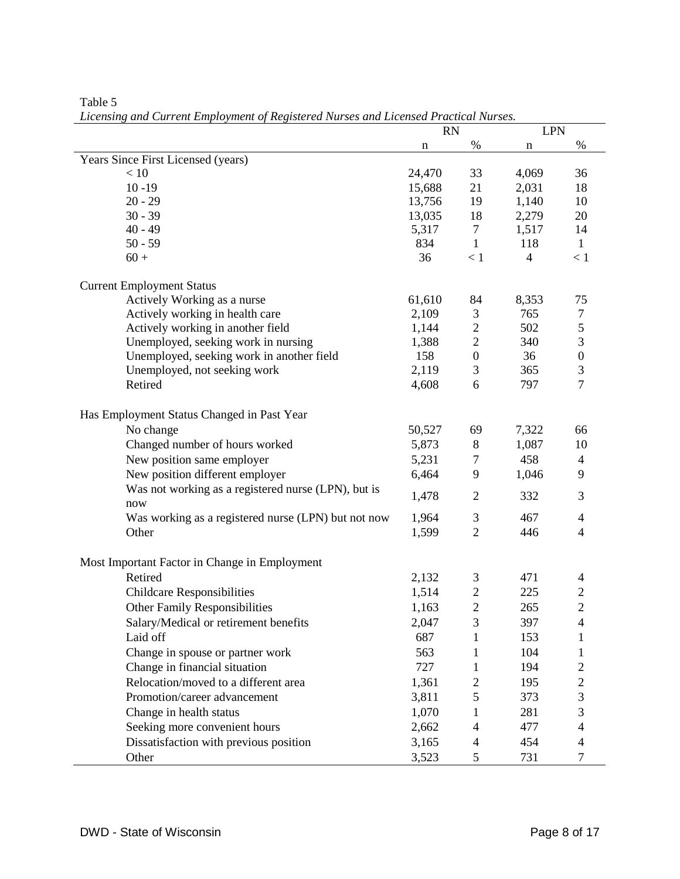Table 5

*Licensing and Current Employment of Registered Nurses and Licensed Practical Nurses.*

| | RN | | LPN | |
|---|---|---|---|---|
| | n | % | n | % |
| Years Since First Licensed (years) | | | | |
| < 10 | 24,470 | 33 | 4,069 | 36 |
| 10 -19 | 15,688 | 21 | 2,031 | 18 |
| 20 - 29 | 13,756 | 19 | 1,140 | 10 |
| 30 - 39 | 13,035 | 18 | 2,279 | 20 |
| 40 - 49 | 5,317 | 7 | 1,517 | 14 |
| 50 - 59 | 834 | 1 | 118 | 1 |
| 60 + | 36 | < 1 | 4 | < 1 |
| Current Employment Status | | | | |
| Actively Working as a nurse | 61,610 | 84 | 8,353 | 75 |
| Actively working in health care | 2,109 | 3 | 765 | 7 |
| Actively working in another field | 1,144 | 2 | 502 | 5 |
| Unemployed, seeking work in nursing | 1,388 | 2 | 340 | 3 |
| Unemployed, seeking work in another field | 158 | 0 | 36 | 0 |
| Unemployed, not seeking work | 2,119 | 3 | 365 | 3 |
| Retired | 4,608 | 6 | 797 | 7 |
| Has Employment Status Changed in Past Year | | | | |
| No change | 50,527 | 69 | 7,322 | 66 |
| Changed number of hours worked | 5,873 | 8 | 1,087 | 10 |
| New position same employer | 5,231 | 7 | 458 | 4 |
| New position different employer | 6,464 | 9 | 1,046 | 9 |
| Was not working as a registered nurse (LPN), but is now | 1,478 | 2 | 332 | 3 |
| Was working as a registered nurse (LPN) but not now | 1,964 | 3 | 467 | 4 |
| Other | 1,599 | 2 | 446 | 4 |
| Most Important Factor in Change in Employment | | | | |
| Retired | 2,132 | 3 | 471 | 4 |
| Childcare Responsibilities | 1,514 | 2 | 225 | 2 |
| Other Family Responsibilities | 1,163 | 2 | 265 | 2 |
| Salary/Medical or retirement benefits | 2,047 | 3 | 397 | 4 |
| Laid off | 687 | 1 | 153 | 1 |
| Change in spouse or partner work | 563 | 1 | 104 | 1 |
| Change in financial situation | 727 | 1 | 194 | 2 |
| Relocation/moved to a different area | 1,361 | 2 | 195 | 2 |
| Promotion/career advancement | 3,811 | 5 | 373 | 3 |
| Change in health status | 1,070 | 1 | 281 | 3 |
| Seeking more convenient hours | 2,662 | 4 | 477 | 4 |
| Dissatisfaction with previous position | 3,165 | 4 | 454 | 4 |
| Other | 3,523 | 5 | 731 | 7 |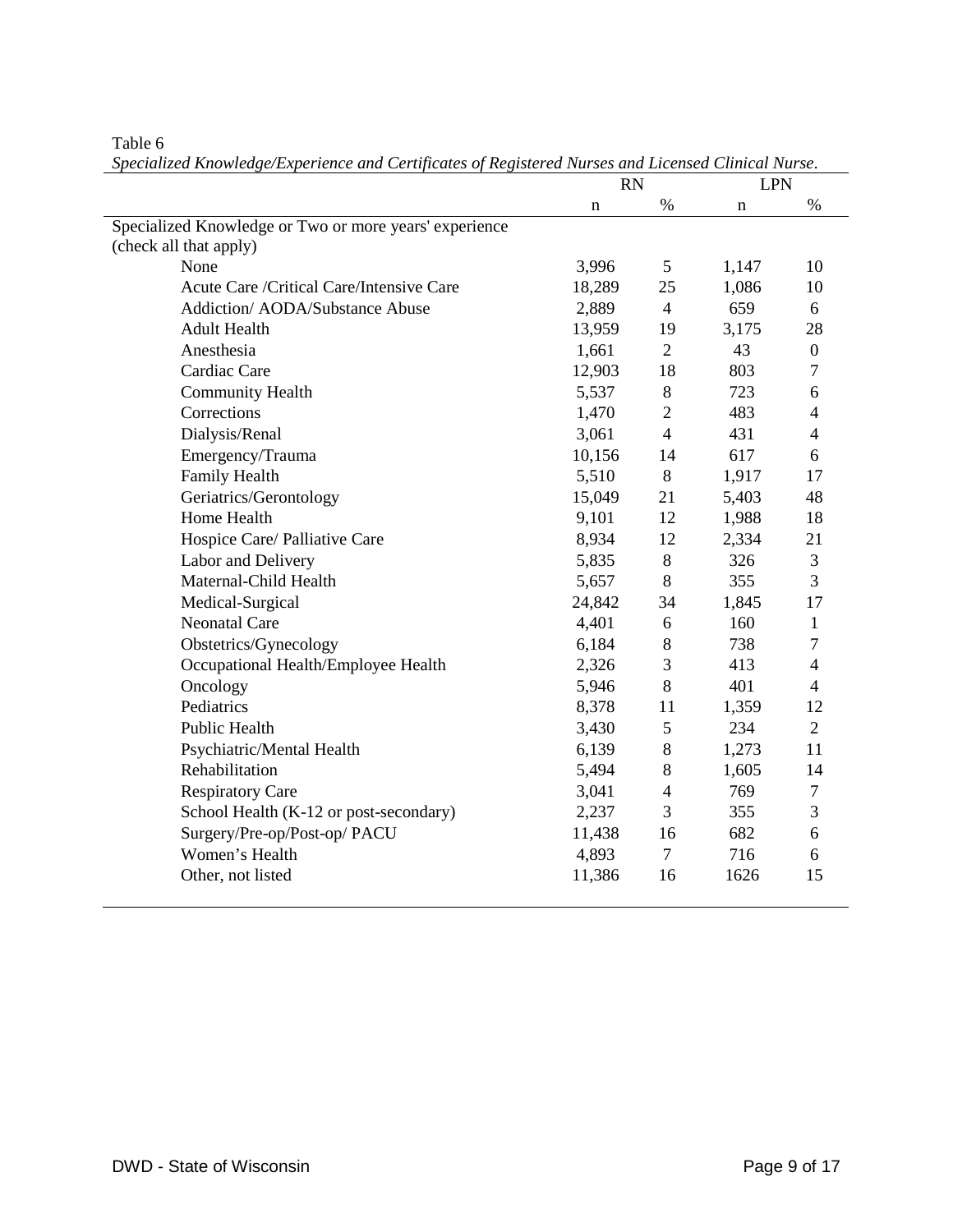Table 6

*Specialized Knowledge/Experience and Certificates of Registered Nurses and Licensed Clinical Nurse.*

| | RN | | LPN | |
|---|---|---|---|---|
| | n | % | n | % |
| Specialized Knowledge or Two or more years' experience (check all that apply) | | | | |
| None | 3,996 | 5 | 1,147 | 10 |
| Acute Care /Critical Care/Intensive Care | 18,289 | 25 | 1,086 | 10 |
| Addiction/ AODA/Substance Abuse | 2,889 | 4 | 659 | 6 |
| Adult Health | 13,959 | 19 | 3,175 | 28 |
| Anesthesia | 1,661 | 2 | 43 | 0 |
| Cardiac Care | 12,903 | 18 | 803 | 7 |
| Community Health | 5,537 | 8 | 723 | 6 |
| Corrections | 1,470 | 2 | 483 | 4 |
| Dialysis/Renal | 3,061 | 4 | 431 | 4 |
| Emergency/Trauma | 10,156 | 14 | 617 | 6 |
| Family Health | 5,510 | 8 | 1,917 | 17 |
| Geriatrics/Gerontology | 15,049 | 21 | 5,403 | 48 |
| Home Health | 9,101 | 12 | 1,988 | 18 |
| Hospice Care/ Palliative Care | 8,934 | 12 | 2,334 | 21 |
| Labor and Delivery | 5,835 | 8 | 326 | 3 |
| Maternal-Child Health | 5,657 | 8 | 355 | 3 |
| Medical-Surgical | 24,842 | 34 | 1,845 | 17 |
| Neonatal Care | 4,401 | 6 | 160 | 1 |
| Obstetrics/Gynecology | 6,184 | 8 | 738 | 7 |
| Occupational Health/Employee Health | 2,326 | 3 | 413 | 4 |
| Oncology | 5,946 | 8 | 401 | 4 |
| Pediatrics | 8,378 | 11 | 1,359 | 12 |
| Public Health | 3,430 | 5 | 234 | 2 |
| Psychiatric/Mental Health | 6,139 | 8 | 1,273 | 11 |
| Rehabilitation | 5,494 | 8 | 1,605 | 14 |
| Respiratory Care | 3,041 | 4 | 769 | 7 |
| School Health (K-12 or post-secondary) | 2,237 | 3 | 355 | 3 |
| Surgery/Pre-op/Post-op/ PACU | 11,438 | 16 | 682 | 6 |
| Women's Health | 4,893 | 7 | 716 | 6 |
| Other, not listed | 11,386 | 16 | 1626 | 15 |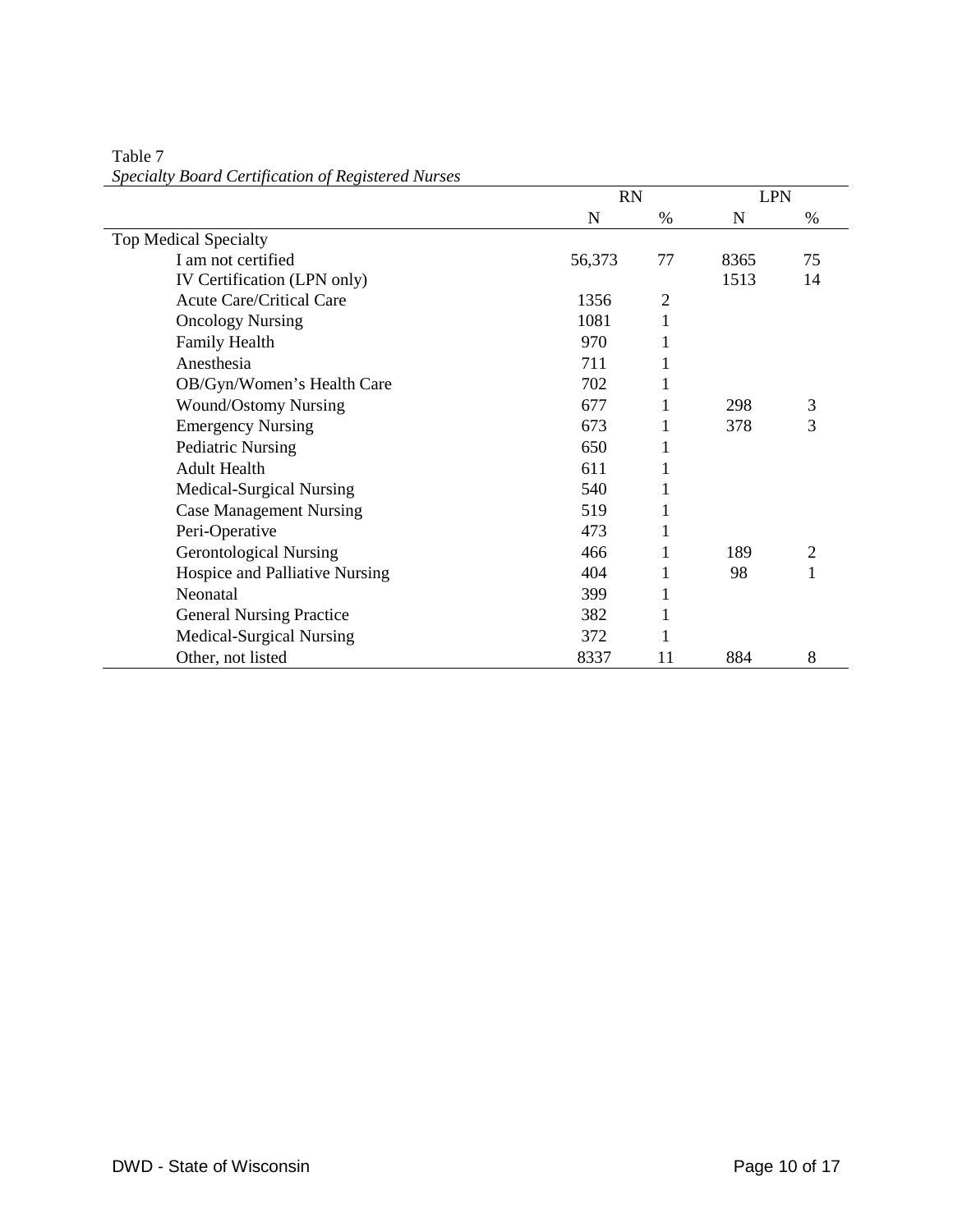Table 7
*Specialty Board Certification of Registered Nurses*

| | RN | | LPN | |
|---|---|---|---|---|
| | N | % | N | % |
| Top Medical Specialty | | | | |
| I am not certified | 56,373 | 77 | 8365 | 75 |
| IV Certification (LPN only) | | | 1513 | 14 |
| Acute Care/Critical Care | 1356 | 2 | | |
| Oncology Nursing | 1081 | 1 | | |
| Family Health | 970 | 1 | | |
| Anesthesia | 711 | 1 | | |
| OB/Gyn/Women's Health Care | 702 | 1 | | |
| Wound/Ostomy Nursing | 677 | 1 | 298 | 3 |
| Emergency Nursing | 673 | 1 | 378 | 3 |
| Pediatric Nursing | 650 | 1 | | |
| Adult Health | 611 | 1 | | |
| Medical-Surgical Nursing | 540 | 1 | | |
| Case Management Nursing | 519 | 1 | | |
| Peri-Operative | 473 | 1 | | |
| Gerontological Nursing | 466 | 1 | 189 | 2 |
| Hospice and Palliative Nursing | 404 | 1 | 98 | 1 |
| Neonatal | 399 | 1 | | |
| General Nursing Practice | 382 | 1 | | |
| Medical-Surgical Nursing | 372 | 1 | | |
| Other, not listed | 8337 | 11 | 884 | 8 |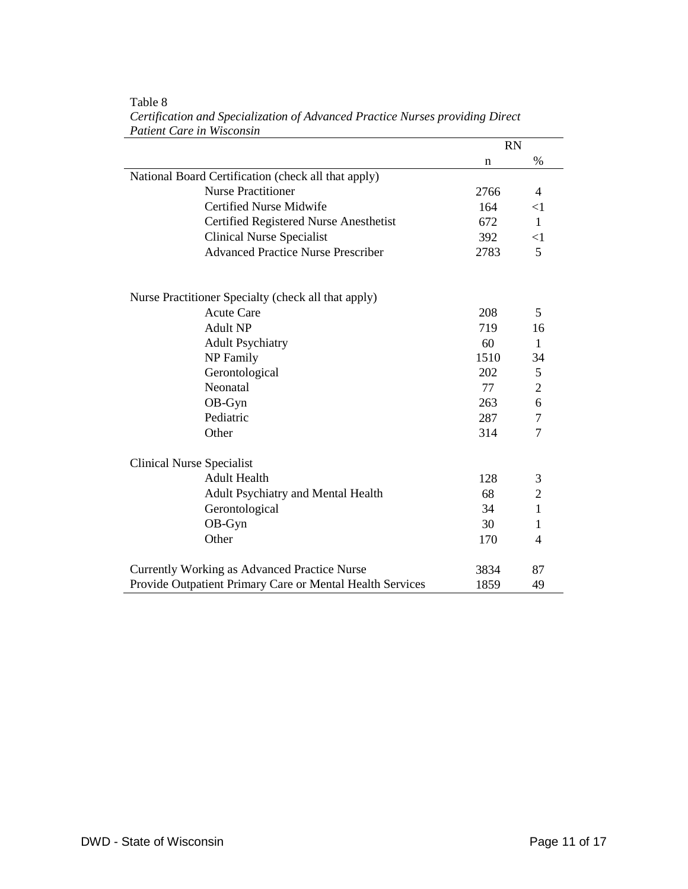Table 8

*Certification and Specialization of Advanced Practice Nurses providing Direct Patient Care in Wisconsin*

| | RN | |
|---|---|---|
| | n | % |
| National Board Certification (check all that apply) | | |
| Nurse Practitioner | 2766 | 4 |
| Certified Nurse Midwife | 164 | <1 |
| Certified Registered Nurse Anesthetist | 672 | 1 |
| Clinical Nurse Specialist | 392 | <1 |
| Advanced Practice Nurse Prescriber | 2783 | 5 |
| | | |
| Nurse Practitioner Specialty (check all that apply) | | |
| Acute Care | 208 | 5 |
| Adult NP | 719 | 16 |
| Adult Psychiatry | 60 | 1 |
| NP Family | 1510 | 34 |
| Gerontological | 202 | 5 |
| Neonatal | 77 | 2 |
| OB-Gyn | 263 | 6 |
| Pediatric | 287 | 7 |
| Other | 314 | 7 |
| | | |
| Clinical Nurse Specialist | | |
| Adult Health | 128 | 3 |
| Adult Psychiatry and Mental Health | 68 | 2 |
| Gerontological | 34 | 1 |
| OB-Gyn | 30 | 1 |
| Other | 170 | 4 |
| | | |
| Currently Working as Advanced Practice Nurse | 3834 | 87 |
| Provide Outpatient Primary Care or Mental Health Services | 1859 | 49 |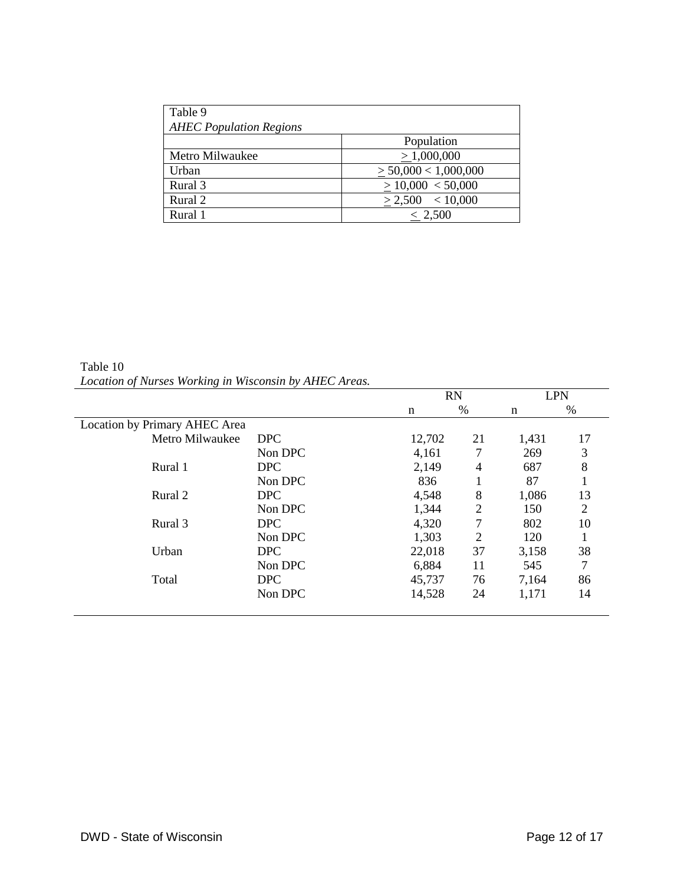Table 9
*AHEC Population Regions*

| | Population |
|---|---|
| Metro Milwaukee | ≥ 1,000,000 |
| Urban | ≥ 50,000 < 1,000,000 |
| Rural 3 | ≥ 10,000 < 50,000 |
| Rural 2 | ≥ 2,500 < 10,000 |
| Rural 1 | ≤ 2,500 |

Table 10
*Location of Nurses Working in Wisconsin by AHEC Areas.*

| | | RN | | LPN | |
|---|---|---|---|---|---|
| | | n | % | n | % |
| Location by Primary AHEC Area | | | | | |
| Metro Milwaukee | DPC | 12,702 | 21 | 1,431 | 17 |
| | Non DPC | 4,161 | 7 | 269 | 3 |
| Rural 1 | DPC | 2,149 | 4 | 687 | 8 |
| | Non DPC | 836 | 1 | 87 | 1 |
| Rural 2 | DPC | 4,548 | 8 | 1,086 | 13 |
| | Non DPC | 1,344 | 2 | 150 | 2 |
| Rural 3 | DPC | 4,320 | 7 | 802 | 10 |
| | Non DPC | 1,303 | 2 | 120 | 1 |
| Urban | DPC | 22,018 | 37 | 3,158 | 38 |
| | Non DPC | 6,884 | 11 | 545 | 7 |
| Total | DPC | 45,737 | 76 | 7,164 | 86 |
| | Non DPC | 14,528 | 24 | 1,171 | 14 |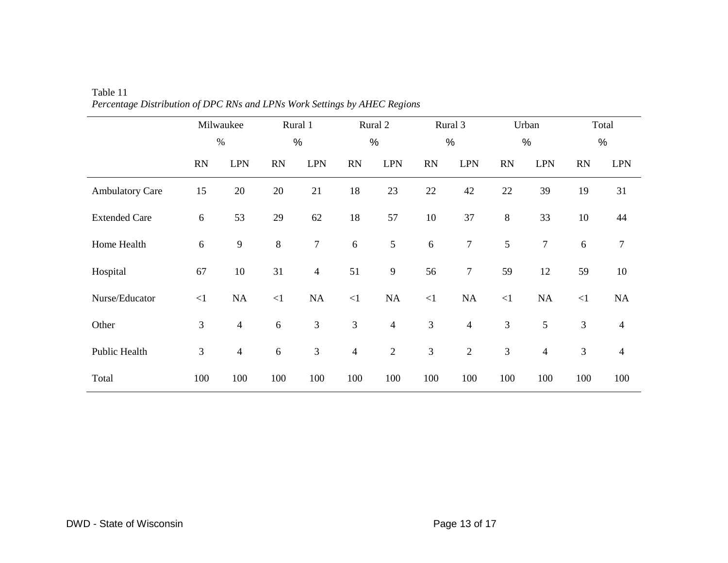Table 11

*Percentage Distribution of DPC RNs and LPNs Work Settings by AHEC Regions*

| | Milwaukee % | | Rural 1 % | | Rural 2 % | | Rural 3 % | | Urban % | | Total % | |
|---|---|---|---|---|---|---|---|---|---|---|---|---|
| | RN | LPN | RN | LPN | RN | LPN | RN | LPN | RN | LPN | RN | LPN |
| Ambulatory Care | 15 | 20 | 20 | 21 | 18 | 23 | 22 | 42 | 22 | 39 | 19 | 31 |
| Extended Care | 6 | 53 | 29 | 62 | 18 | 57 | 10 | 37 | 8 | 33 | 10 | 44 |
| Home Health | 6 | 9 | 8 | 7 | 6 | 5 | 6 | 7 | 5 | 7 | 6 | 7 |
| Hospital | 67 | 10 | 31 | 4 | 51 | 9 | 56 | 7 | 59 | 12 | 59 | 10 |
| Nurse/Educator | <1 | NA | <1 | NA | <1 | NA | <1 | NA | <1 | NA | <1 | NA |
| Other | 3 | 4 | 6 | 3 | 3 | 4 | 3 | 4 | 3 | 5 | 3 | 4 |
| Public Health | 3 | 4 | 6 | 3 | 4 | 2 | 3 | 2 | 3 | 4 | 3 | 4 |
| Total | 100 | 100 | 100 | 100 | 100 | 100 | 100 | 100 | 100 | 100 | 100 | 100 |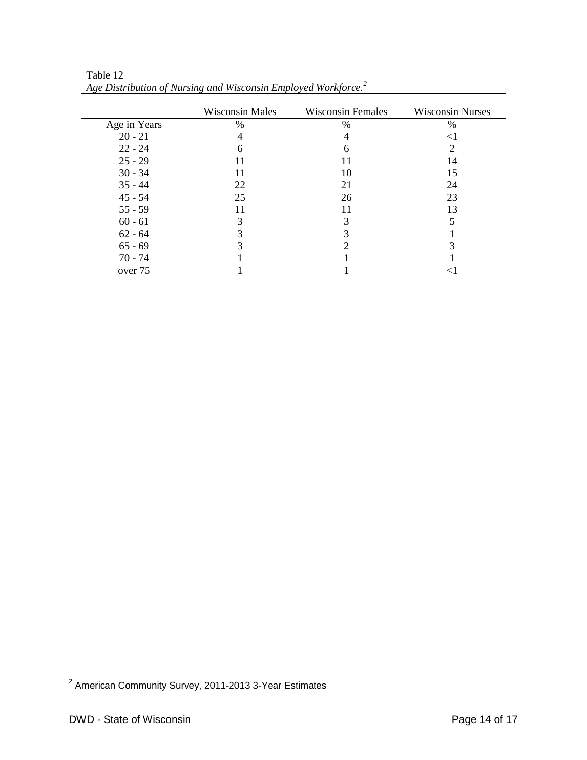Table 12
*Age Distribution of Nursing and Wisconsin Employed Workforce.*[2]

| | Wisconsin Males | Wisconsin Females | Wisconsin Nurses |
|---|---|---|---|
| Age in Years | % | % | % |
| 20 - 21 | 4 | 4 | <1 |
| 22 - 24 | 6 | 6 | 2 |
| 25 - 29 | 11 | 11 | 14 |
| 30 - 34 | 11 | 10 | 15 |
| 35 - 44 | 22 | 21 | 24 |
| 45 - 54 | 25 | 26 | 23 |
| 55 - 59 | 11 | 11 | 13 |
| 60 - 61 | 3 | 3 | 5 |
| 62 - 64 | 3 | 3 | 1 |
| 65 - 69 | 3 | 2 | 3 |
| 70 - 74 | 1 | 1 | 1 |
| over 75 | 1 | 1 | <1 |

[2] American Community Survey, 2011-2013 3-Year Estimates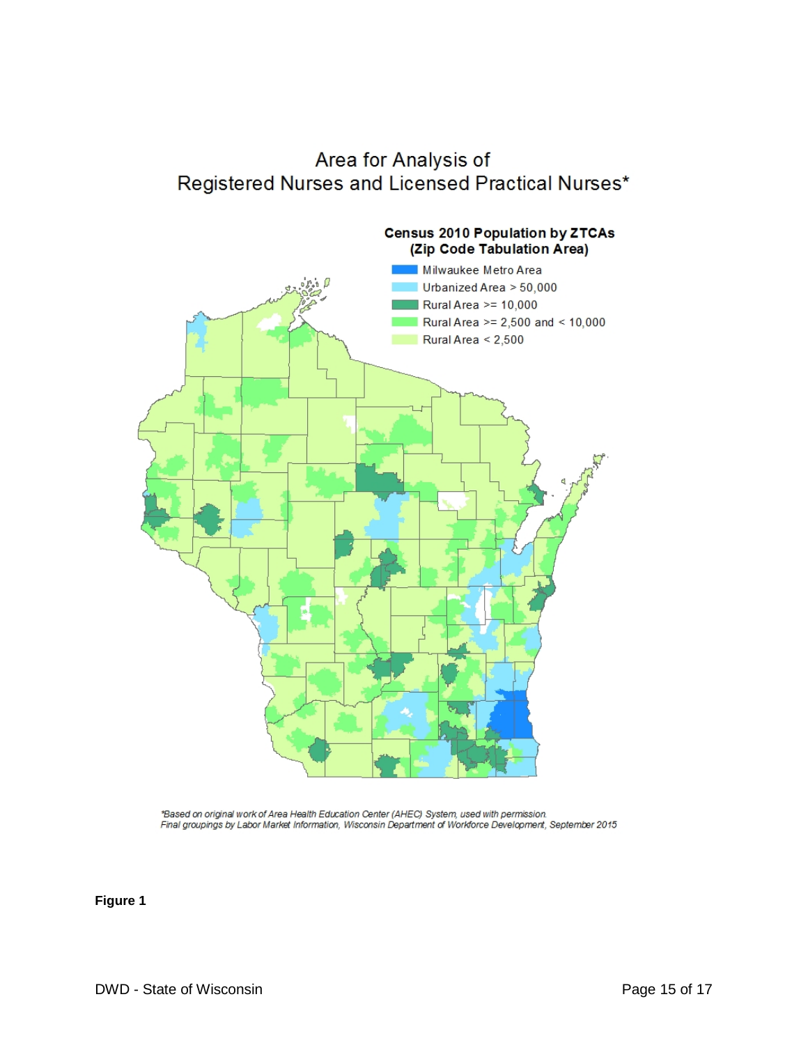## Area for Analysis of Registered Nurses and Licensed Practical Nurses*

**Census 2010 Population by ZTCAs (Zip Code Tabulation Area)**

- Milwaukee Metro Area
- Urbanized Area > 50,000
- Rural Area >= 10,000
- Rural Area >= 2,500 and < 10,000
- Rural Area < 2,500

*Based on original work of Area Health Education Center (AHEC) System, used with permission. Final groupings by Labor Market Information, Wisconsin Department of Workforce Development, September 2015*

**Figure 1**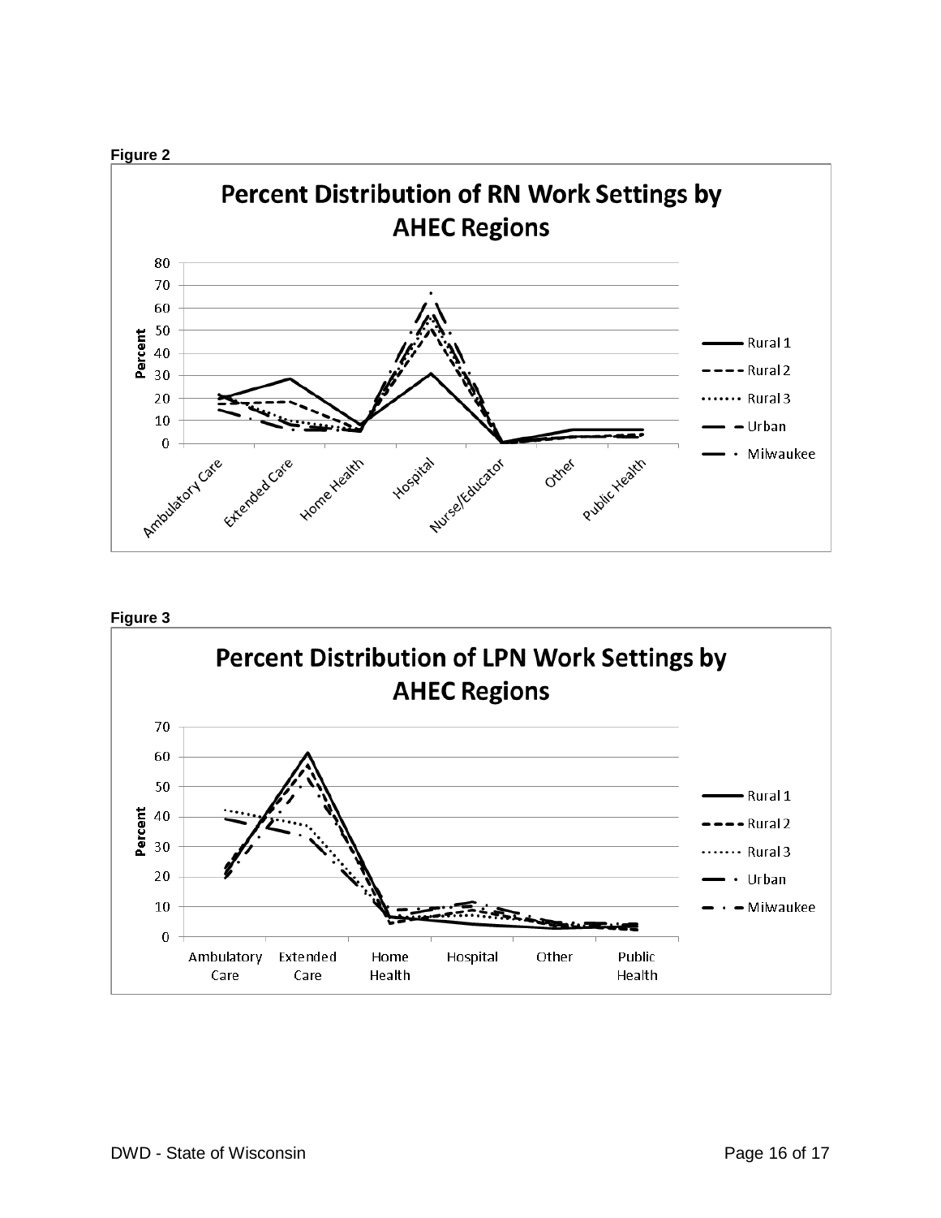**Figure 2**

**Percent Distribution of RN Work Settings by AHEC Regions**

Percent

80
70
60
50
40
30
20
10
0

Ambulatory Care, Extended Care, Home Health, Hospital, Nurse/Educator, Other, Public Health

Rural 1
Rural 2
Rural 3
Urban
Milwaukee

**Figure 3**

**Percent Distribution of LPN Work Settings by AHEC Regions**

Percent

70
60
50
40
30
20
10
0

Ambulatory Care, Extended Care, Home Health, Hospital, Other, Public Health

Rural 1
Rural 2
Rural 3
Urban
Milwaukee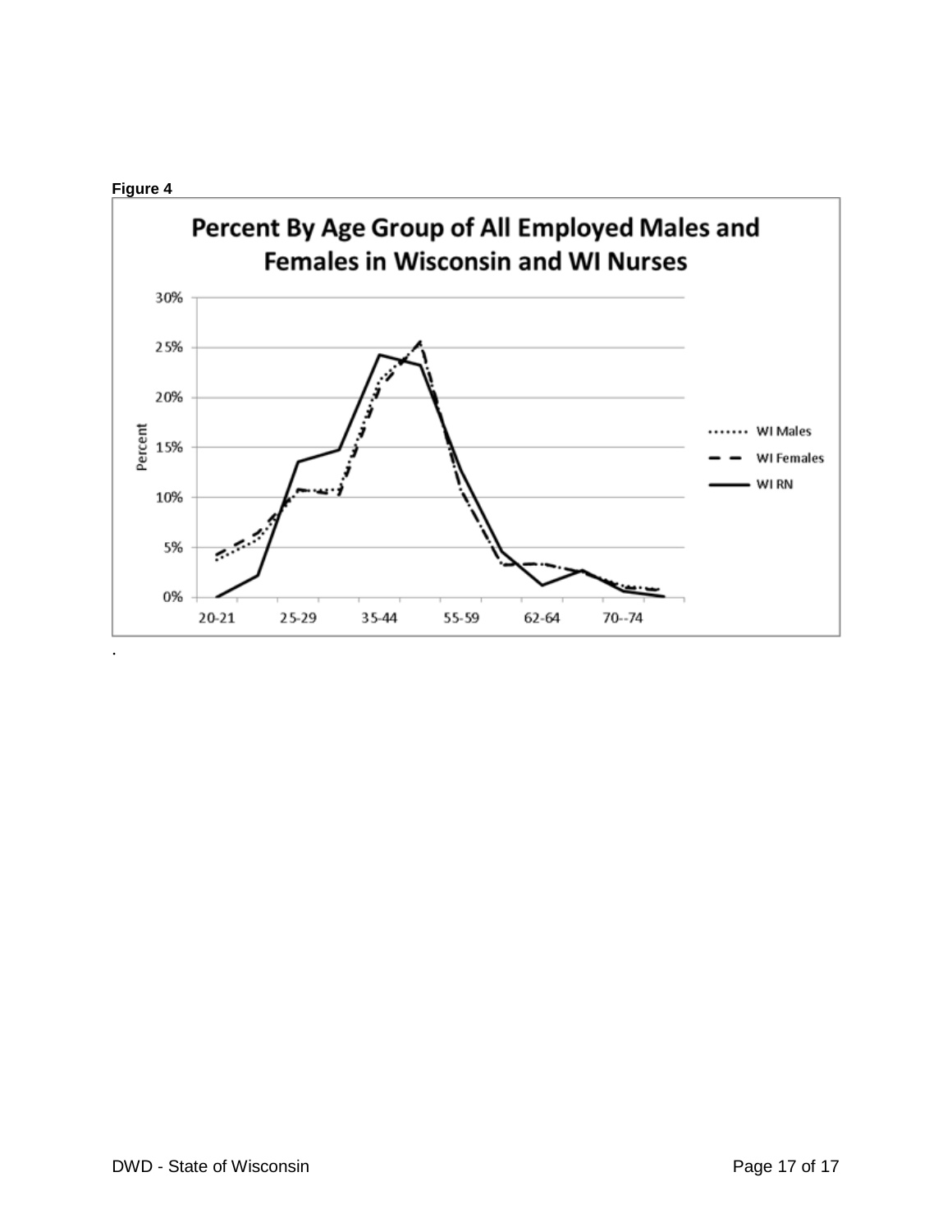**Figure 4**

Percent By Age Group of All Employed Males and Females in Wisconsin and WI Nurses

30%
25%
20%
15%
10%
5%
0%

Percent

20-21
25-29
35-44
55-59
62-64
70--74

WI Males
WI Females
WI RN

.